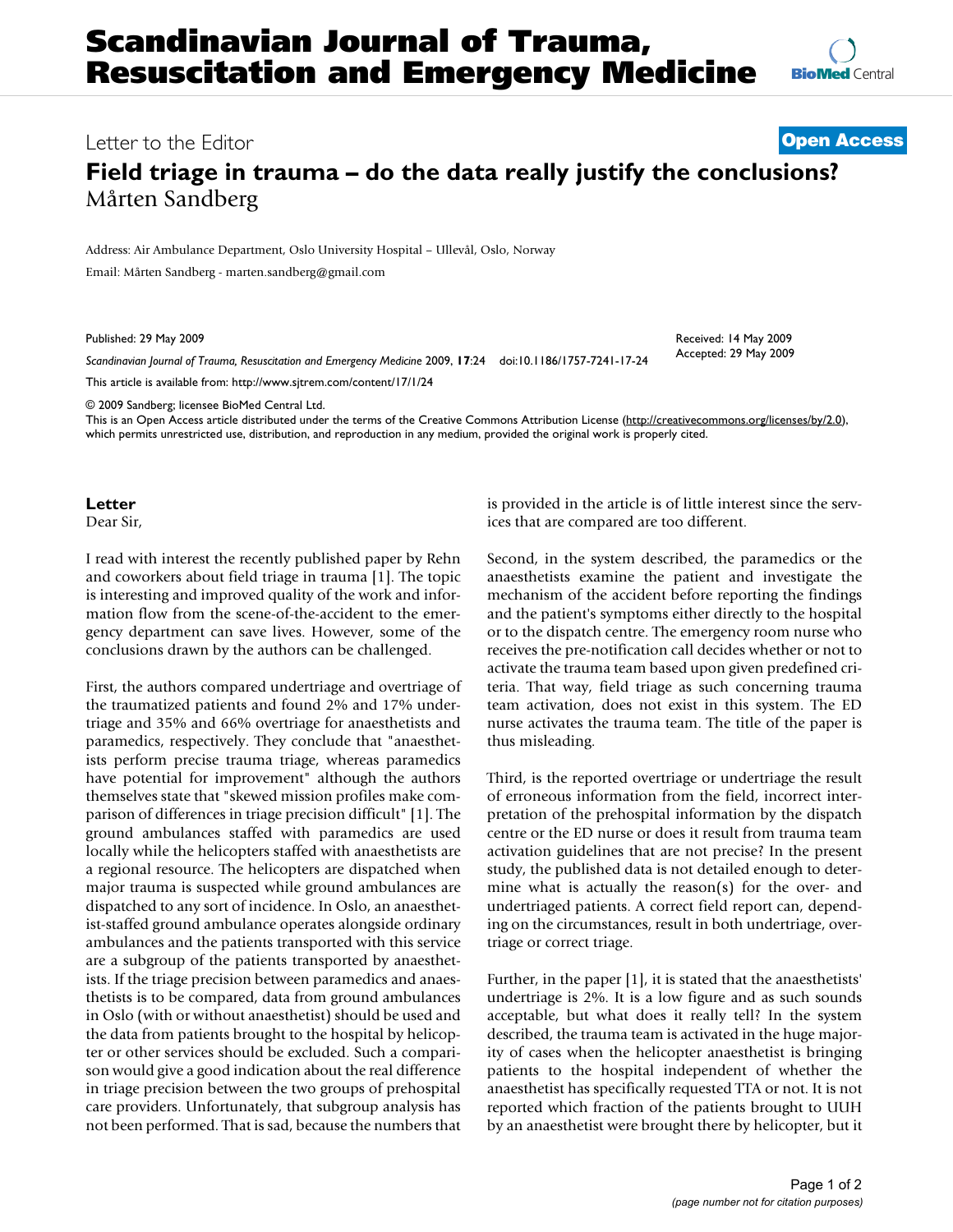# Scandinavian Journal of Trauma, Resuscitation and Emergency Medicine

Letter to the Editor

**Open Access**

# Field triage in trauma – do the data really justify the conclusions?

Mårten Sandberg

Address: Air Ambulance Department, Oslo University Hospital – Ullevål, Oslo, Norway

Email: Mårten Sandberg - marten.sandberg@gmail.com

Published: 29 May 2009

*Scandinavian Journal of Trauma, Resuscitation and Emergency Medicine* 2009, **17**:24 doi:10.1186/1757-7241-17-24

Received: 14 May 2009
Accepted: 29 May 2009

This article is available from: http://www.sjtrem.com/content/17/1/24

© 2009 Sandberg; licensee BioMed Central Ltd.

This is an Open Access article distributed under the terms of the Creative Commons Attribution License (http://creativecommons.org/licenses/by/2.0), which permits unrestricted use, distribution, and reproduction in any medium, provided the original work is properly cited.

## Letter

Dear Sir,

I read with interest the recently published paper by Rehn and coworkers about field triage in trauma [1]. The topic is interesting and improved quality of the work and information flow from the scene-of-the-accident to the emergency department can save lives. However, some of the conclusions drawn by the authors can be challenged.

First, the authors compared undertriage and overtriage of the traumatized patients and found 2% and 17% undertriage and 35% and 66% overtriage for anaesthetists and paramedics, respectively. They conclude that "anaesthetists perform precise trauma triage, whereas paramedics have potential for improvement" although the authors themselves state that "skewed mission profiles make comparison of differences in triage precision difficult" [1]. The ground ambulances staffed with paramedics are used locally while the helicopters staffed with anaesthetists are a regional resource. The helicopters are dispatched when major trauma is suspected while ground ambulances are dispatched to any sort of incidence. In Oslo, an anaesthetist-staffed ground ambulance operates alongside ordinary ambulances and the patients transported with this service are a subgroup of the patients transported by anaesthetists. If the triage precision between paramedics and anaesthetists is to be compared, data from ground ambulances in Oslo (with or without anaesthetist) should be used and the data from patients brought to the hospital by helicopter or other services should be excluded. Such a comparison would give a good indication about the real difference in triage precision between the two groups of prehospital care providers. Unfortunately, that subgroup analysis has not been performed. That is sad, because the numbers that is provided in the article is of little interest since the services that are compared are too different.

Second, in the system described, the paramedics or the anaesthetists examine the patient and investigate the mechanism of the accident before reporting the findings and the patient's symptoms either directly to the hospital or to the dispatch centre. The emergency room nurse who receives the pre-notification call decides whether or not to activate the trauma team based upon given predefined criteria. That way, field triage as such concerning trauma team activation, does not exist in this system. The ED nurse activates the trauma team. The title of the paper is thus misleading.

Third, is the reported overtriage or undertriage the result of erroneous information from the field, incorrect interpretation of the prehospital information by the dispatch centre or the ED nurse or does it result from trauma team activation guidelines that are not precise? In the present study, the published data is not detailed enough to determine what is actually the reason(s) for the over- and undertriaged patients. A correct field report can, depending on the circumstances, result in both undertriage, overtriage or correct triage.

Further, in the paper [1], it is stated that the anaesthetists' undertriage is 2%. It is a low figure and as such sounds acceptable, but what does it really tell? In the system described, the trauma team is activated in the huge majority of cases when the helicopter anaesthetist is bringing patients to the hospital independent of whether the anaesthetist has specifically requested TTA or not. It is not reported which fraction of the patients brought to UUH by an anaesthetist were brought there by helicopter, but it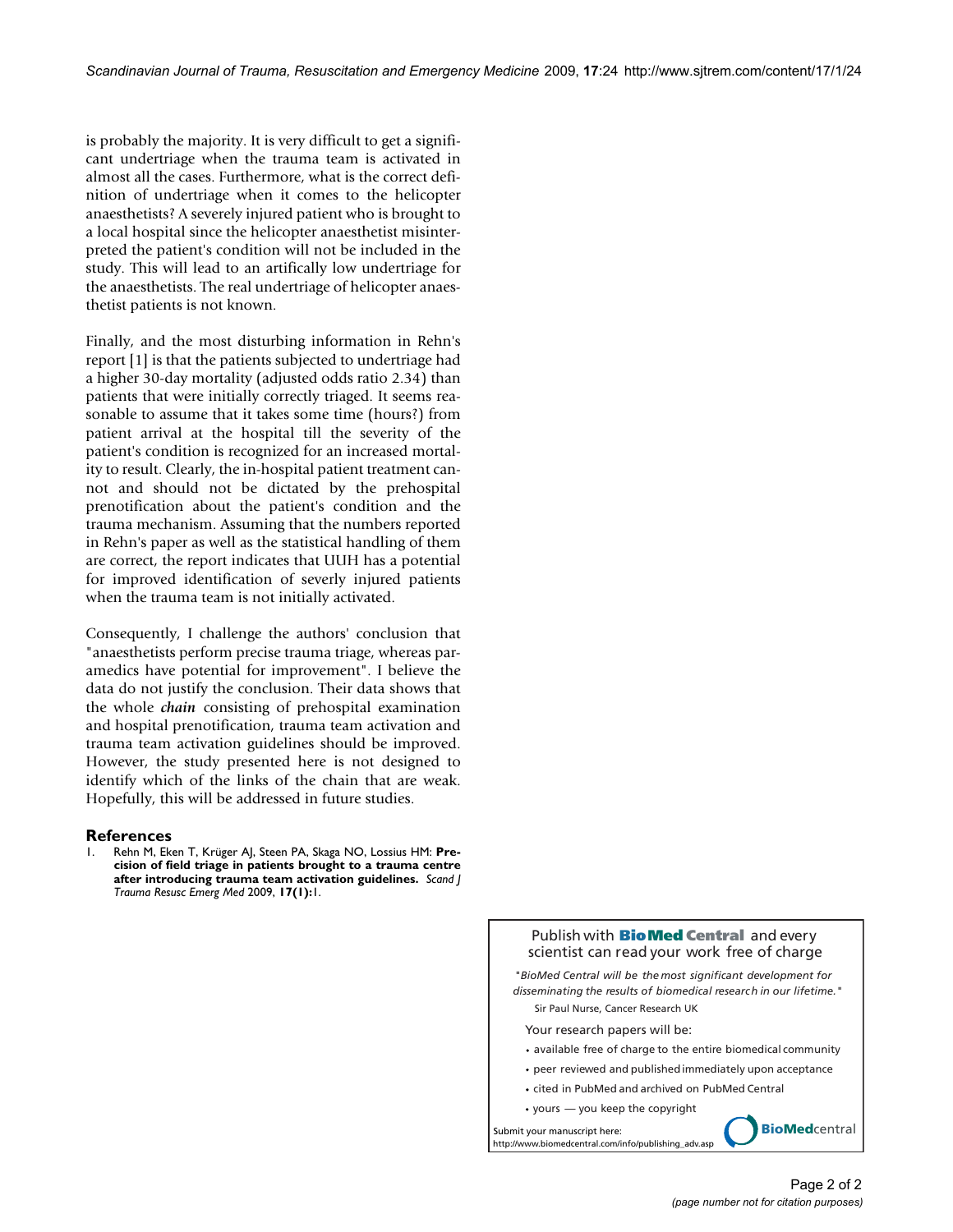is probably the majority. It is very difficult to get a significant undertriage when the trauma team is activated in almost all the cases. Furthermore, what is the correct definition of undertriage when it comes to the helicopter anaesthetists? A severely injured patient who is brought to a local hospital since the helicopter anaesthetist misinterpreted the patient's condition will not be included in the study. This will lead to an artifically low undertriage for the anaesthetists. The real undertriage of helicopter anaesthetist patients is not known.

Finally, and the most disturbing information in Rehn's report [1] is that the patients subjected to undertriage had a higher 30-day mortality (adjusted odds ratio 2.34) than patients that were initially correctly triaged. It seems reasonable to assume that it takes some time (hours?) from patient arrival at the hospital till the severity of the patient's condition is recognized for an increased mortality to result. Clearly, the in-hospital patient treatment cannot and should not be dictated by the prehospital prenotification about the patient's condition and the trauma mechanism. Assuming that the numbers reported in Rehn's paper as well as the statistical handling of them are correct, the report indicates that UUH has a potential for improved identification of severly injured patients when the trauma team is not initially activated.

Consequently, I challenge the authors' conclusion that "anaesthetists perform precise trauma triage, whereas paramedics have potential for improvement". I believe the data do not justify the conclusion. Their data shows that the whole ***chain*** consisting of prehospital examination and hospital prenotification, trauma team activation and trauma team activation guidelines should be improved. However, the study presented here is not designed to identify which of the links of the chain that are weak. Hopefully, this will be addressed in future studies.

## References

1. Rehn M, Eken T, Krüger AJ, Steen PA, Skaga NO, Lossius HM: **Precision of field triage in patients brought to a trauma centre after introducing trauma team activation guidelines.** *Scand J Trauma Resusc Emerg Med* 2009, **17(1):**1.

Publish with **BioMed Central** and every scientist can read your work free of charge

*"BioMed Central will be the most significant development for disseminating the results of biomedical research in our lifetime."*
Sir Paul Nurse, Cancer Research UK

Your research papers will be:

- available free of charge to the entire biomedical community
- peer reviewed and published immediately upon acceptance
- cited in PubMed and archived on PubMed Central
- yours — you keep the copyright

Submit your manuscript here:
http://www.biomedcentral.com/info/publishing_adv.asp

BioMedcentral